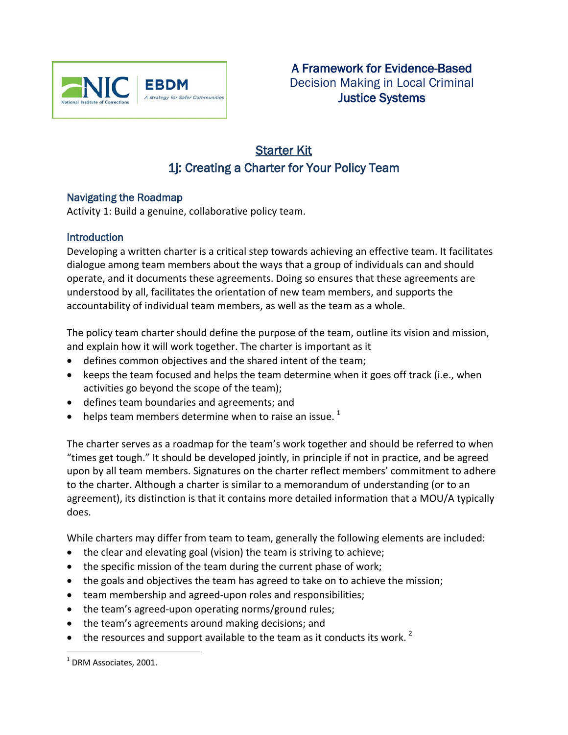A Framework for Evidence-Based Decision Making in Local Criminal Justice Systems

# Starter Kit

## 1j: Creating a Charter for Your Policy Team

### Navigating the Roadmap

Activity 1: Build a genuine, collaborative policy team.

### Introduction

Developing a written charter is a critical step towards achieving an effective team. It facilitates dialogue among team members about the ways that a group of individuals can and should operate, and it documents these agreements. Doing so ensures that these agreements are understood by all, facilitates the orientation of new team members, and supports the accountability of individual team members, as well as the team as a whole.

The policy team charter should define the purpose of the team, outline its vision and mission, and explain how it will work together. The charter is important as it

- defines common objectives and the shared intent of the team;
- keeps the team focused and helps the team determine when it goes off track (i.e., when activities go beyond the scope of the team);
- defines team boundaries and agreements; and
- helps team members determine when to raise an issue. [1]

The charter serves as a roadmap for the team's work together and should be referred to when "times get tough." It should be developed jointly, in principle if not in practice, and be agreed upon by all team members. Signatures on the charter reflect members' commitment to adhere to the charter. Although a charter is similar to a memorandum of understanding (or to an agreement), its distinction is that it contains more detailed information that a MOU/A typically does.

While charters may differ from team to team, generally the following elements are included:

- the clear and elevating goal (vision) the team is striving to achieve;
- the specific mission of the team during the current phase of work;
- the goals and objectives the team has agreed to take on to achieve the mission;
- team membership and agreed-upon roles and responsibilities;
- the team's agreed-upon operating norms/ground rules;
- the team's agreements around making decisions; and
- the resources and support available to the team as it conducts its work. [2]

---

[1] DRM Associates, 2001.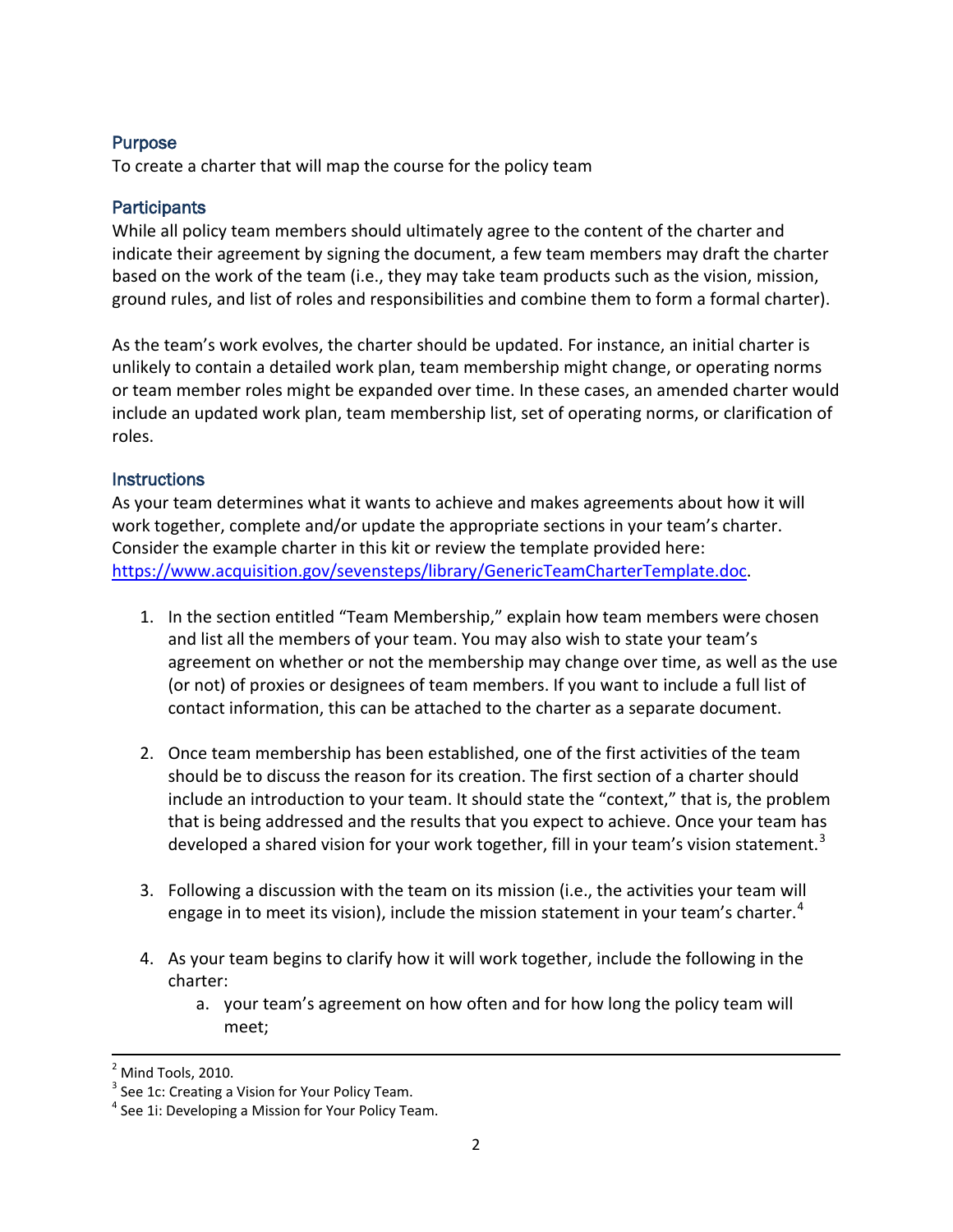## Purpose

To create a charter that will map the course for the policy team

## Participants

While all policy team members should ultimately agree to the content of the charter and indicate their agreement by signing the document, a few team members may draft the charter based on the work of the team (i.e., they may take team products such as the vision, mission, ground rules, and list of roles and responsibilities and combine them to form a formal charter).

As the team's work evolves, the charter should be updated. For instance, an initial charter is unlikely to contain a detailed work plan, team membership might change, or operating norms or team member roles might be expanded over time. In these cases, an amended charter would include an updated work plan, team membership list, set of operating norms, or clarification of roles.

## Instructions

As your team determines what it wants to achieve and makes agreements about how it will work together, complete and/or update the appropriate sections in your team's charter. Consider the example charter in this kit or review the template provided here: [https://www.acquisition.gov/sevensteps/library/GenericTeamCharterTemplate.doc](https://www.acquisition.gov/sevensteps/library/GenericTeamCharterTemplate.doc).

1. In the section entitled "Team Membership," explain how team members were chosen and list all the members of your team. You may also wish to state your team's agreement on whether or not the membership may change over time, as well as the use (or not) of proxies or designees of team members. If you want to include a full list of contact information, this can be attached to the charter as a separate document.

2. Once team membership has been established, one of the first activities of the team should be to discuss the reason for its creation. The first section of a charter should include an introduction to your team. It should state the "context," that is, the problem that is being addressed and the results that you expect to achieve. Once your team has developed a shared vision for your work together, fill in your team's vision statement.[3]

3. Following a discussion with the team on its mission (i.e., the activities your team will engage in to meet its vision), include the mission statement in your team's charter.[4]

4. As your team begins to clarify how it will work together, include the following in the charter:
   a. your team's agreement on how often and for how long the policy team will meet;

---

[2] Mind Tools, 2010.
[3] See 1c: Creating a Vision for Your Policy Team.
[4] See 1i: Developing a Mission for Your Policy Team.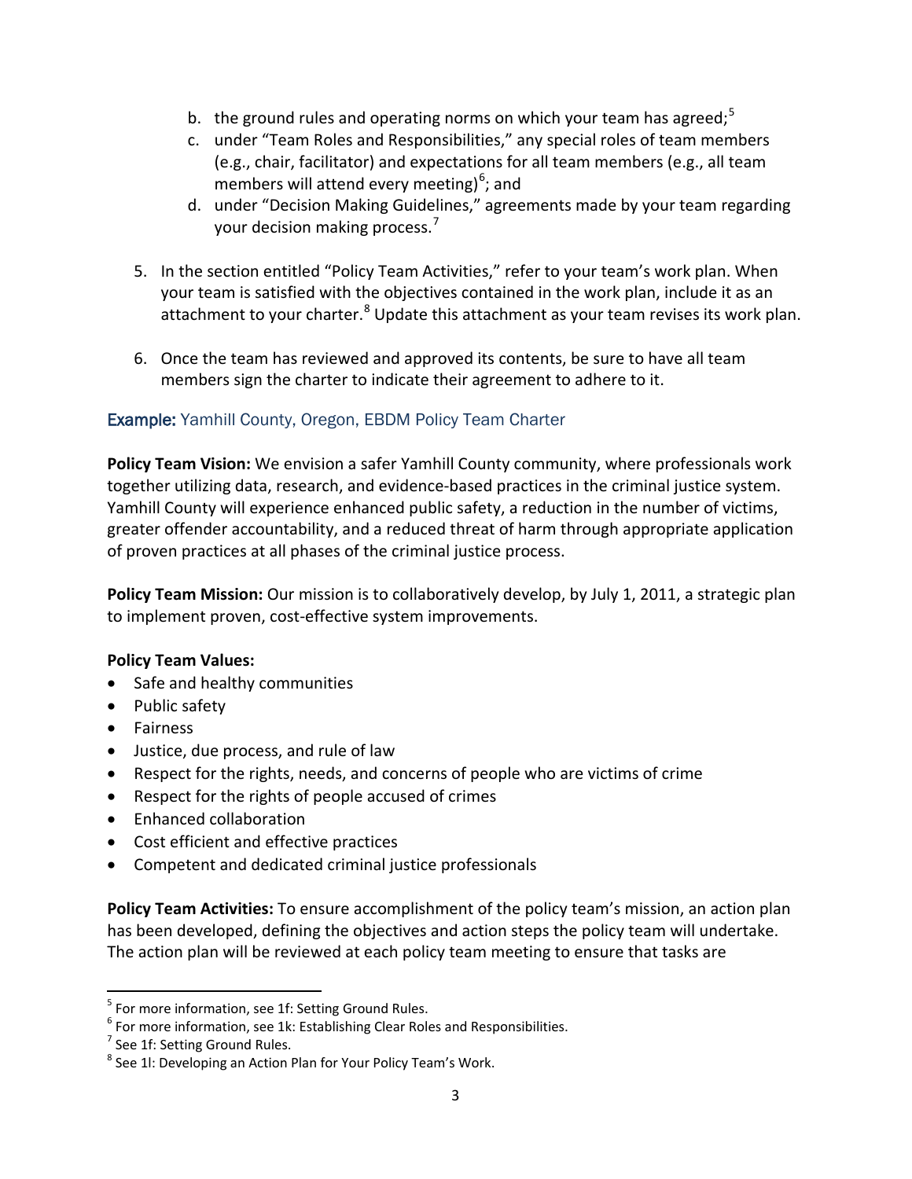b. the ground rules and operating norms on which your team has agreed;[5]
   c. under "Team Roles and Responsibilities," any special roles of team members (e.g., chair, facilitator) and expectations for all team members (e.g., all team members will attend every meeting)[6]; and
   d. under "Decision Making Guidelines," agreements made by your team regarding your decision making process.[7]

5. In the section entitled "Policy Team Activities," refer to your team's work plan. When your team is satisfied with the objectives contained in the work plan, include it as an attachment to your charter.[8] Update this attachment as your team revises its work plan.

6. Once the team has reviewed and approved its contents, be sure to have all team members sign the charter to indicate their agreement to adhere to it.

### Example: Yamhill County, Oregon, EBDM Policy Team Charter

**Policy Team Vision:** We envision a safer Yamhill County community, where professionals work together utilizing data, research, and evidence-based practices in the criminal justice system. Yamhill County will experience enhanced public safety, a reduction in the number of victims, greater offender accountability, and a reduced threat of harm through appropriate application of proven practices at all phases of the criminal justice process.

**Policy Team Mission:** Our mission is to collaboratively develop, by July 1, 2011, a strategic plan to implement proven, cost-effective system improvements.

**Policy Team Values:**

- Safe and healthy communities
- Public safety
- Fairness
- Justice, due process, and rule of law
- Respect for the rights, needs, and concerns of people who are victims of crime
- Respect for the rights of people accused of crimes
- Enhanced collaboration
- Cost efficient and effective practices
- Competent and dedicated criminal justice professionals

**Policy Team Activities:** To ensure accomplishment of the policy team's mission, an action plan has been developed, defining the objectives and action steps the policy team will undertake. The action plan will be reviewed at each policy team meeting to ensure that tasks are

---

[5] For more information, see 1f: Setting Ground Rules.

[6] For more information, see 1k: Establishing Clear Roles and Responsibilities.

[7] See 1f: Setting Ground Rules.

[8] See 1l: Developing an Action Plan for Your Policy Team's Work.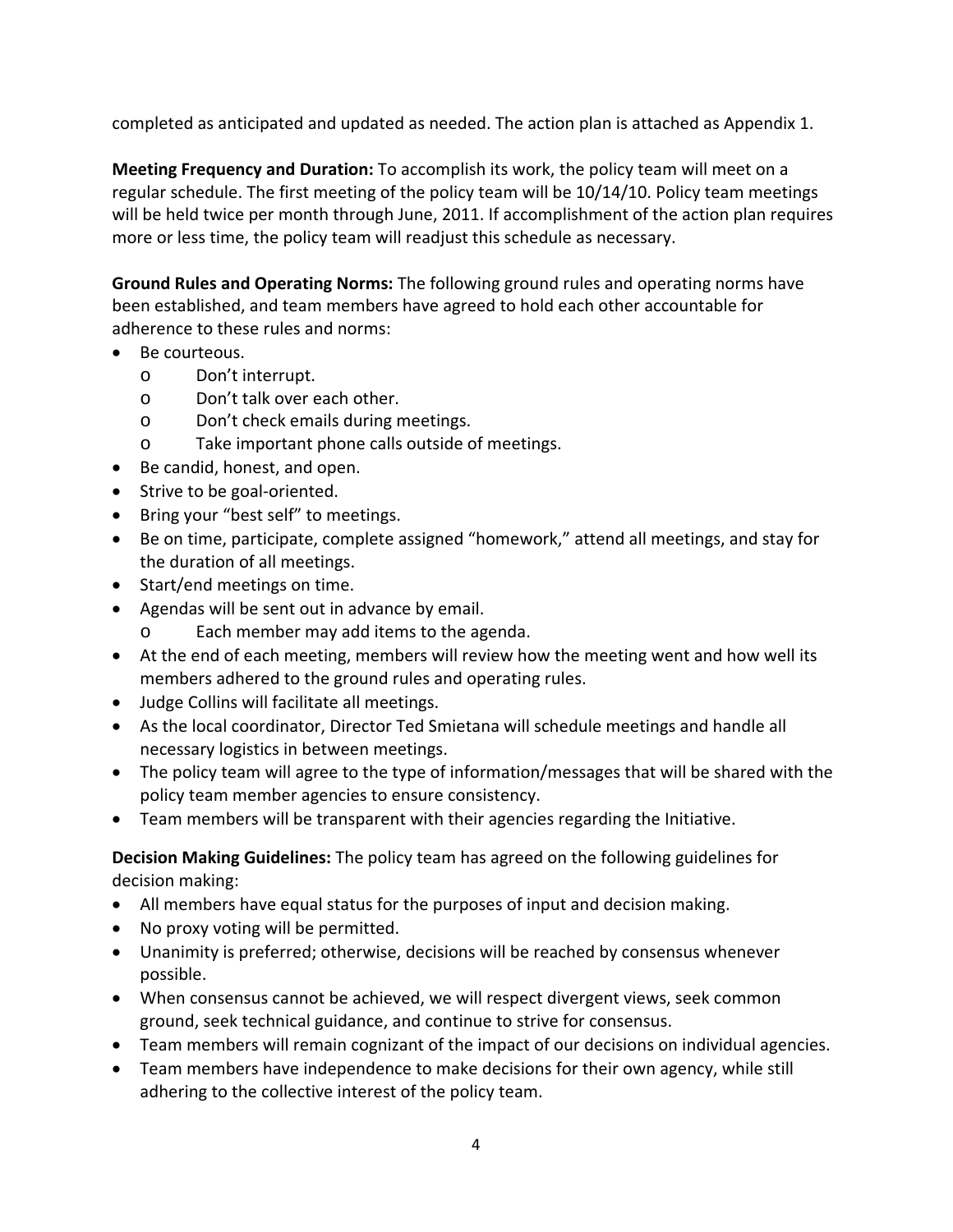completed as anticipated and updated as needed. The action plan is attached as Appendix 1.

**Meeting Frequency and Duration:** To accomplish its work, the policy team will meet on a regular schedule. The first meeting of the policy team will be 10/14/10. Policy team meetings will be held twice per month through June, 2011. If accomplishment of the action plan requires more or less time, the policy team will readjust this schedule as necessary.

**Ground Rules and Operating Norms:** The following ground rules and operating norms have been established, and team members have agreed to hold each other accountable for adherence to these rules and norms:

- Be courteous.
  - Don't interrupt.
  - Don't talk over each other.
  - Don't check emails during meetings.
  - Take important phone calls outside of meetings.
- Be candid, honest, and open.
- Strive to be goal-oriented.
- Bring your "best self" to meetings.
- Be on time, participate, complete assigned "homework," attend all meetings, and stay for the duration of all meetings.
- Start/end meetings on time.
- Agendas will be sent out in advance by email.
  - Each member may add items to the agenda.
- At the end of each meeting, members will review how the meeting went and how well its members adhered to the ground rules and operating rules.
- Judge Collins will facilitate all meetings.
- As the local coordinator, Director Ted Smietana will schedule meetings and handle all necessary logistics in between meetings.
- The policy team will agree to the type of information/messages that will be shared with the policy team member agencies to ensure consistency.
- Team members will be transparent with their agencies regarding the Initiative.

**Decision Making Guidelines:** The policy team has agreed on the following guidelines for decision making:

- All members have equal status for the purposes of input and decision making.
- No proxy voting will be permitted.
- Unanimity is preferred; otherwise, decisions will be reached by consensus whenever possible.
- When consensus cannot be achieved, we will respect divergent views, seek common ground, seek technical guidance, and continue to strive for consensus.
- Team members will remain cognizant of the impact of our decisions on individual agencies.
- Team members have independence to make decisions for their own agency, while still adhering to the collective interest of the policy team.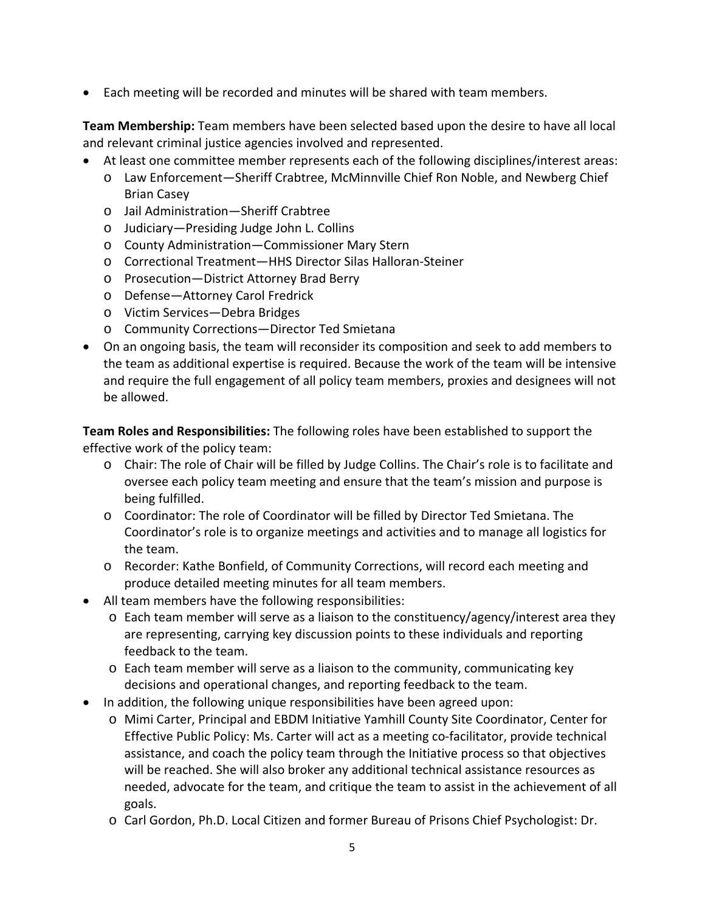- Each meeting will be recorded and minutes will be shared with team members.

**Team Membership:** Team members have been selected based upon the desire to have all local and relevant criminal justice agencies involved and represented.

- At least one committee member represents each of the following disciplines/interest areas:
  - Law Enforcement—Sheriff Crabtree, McMinnville Chief Ron Noble, and Newberg Chief Brian Casey
  - Jail Administration—Sheriff Crabtree
  - Judiciary—Presiding Judge John L. Collins
  - County Administration—Commissioner Mary Stern
  - Correctional Treatment—HHS Director Silas Halloran-Steiner
  - Prosecution—District Attorney Brad Berry
  - Defense—Attorney Carol Fredrick
  - Victim Services—Debra Bridges
  - Community Corrections—Director Ted Smietana
- On an ongoing basis, the team will reconsider its composition and seek to add members to the team as additional expertise is required. Because the work of the team will be intensive and require the full engagement of all policy team members, proxies and designees will not be allowed.

**Team Roles and Responsibilities:** The following roles have been established to support the effective work of the policy team:

- Chair: The role of Chair will be filled by Judge Collins. The Chair's role is to facilitate and oversee each policy team meeting and ensure that the team's mission and purpose is being fulfilled.
- Coordinator: The role of Coordinator will be filled by Director Ted Smietana. The Coordinator's role is to organize meetings and activities and to manage all logistics for the team.
- Recorder: Kathe Bonfield, of Community Corrections, will record each meeting and produce detailed meeting minutes for all team members.

- All team members have the following responsibilities:
  - Each team member will serve as a liaison to the constituency/agency/interest area they are representing, carrying key discussion points to these individuals and reporting feedback to the team.
  - Each team member will serve as a liaison to the community, communicating key decisions and operational changes, and reporting feedback to the team.
- In addition, the following unique responsibilities have been agreed upon:
  - Mimi Carter, Principal and EBDM Initiative Yamhill County Site Coordinator, Center for Effective Public Policy: Ms. Carter will act as a meeting co-facilitator, provide technical assistance, and coach the policy team through the Initiative process so that objectives will be reached. She will also broker any additional technical assistance resources as needed, advocate for the team, and critique the team to assist in the achievement of all goals.
  - Carl Gordon, Ph.D. Local Citizen and former Bureau of Prisons Chief Psychologist: Dr.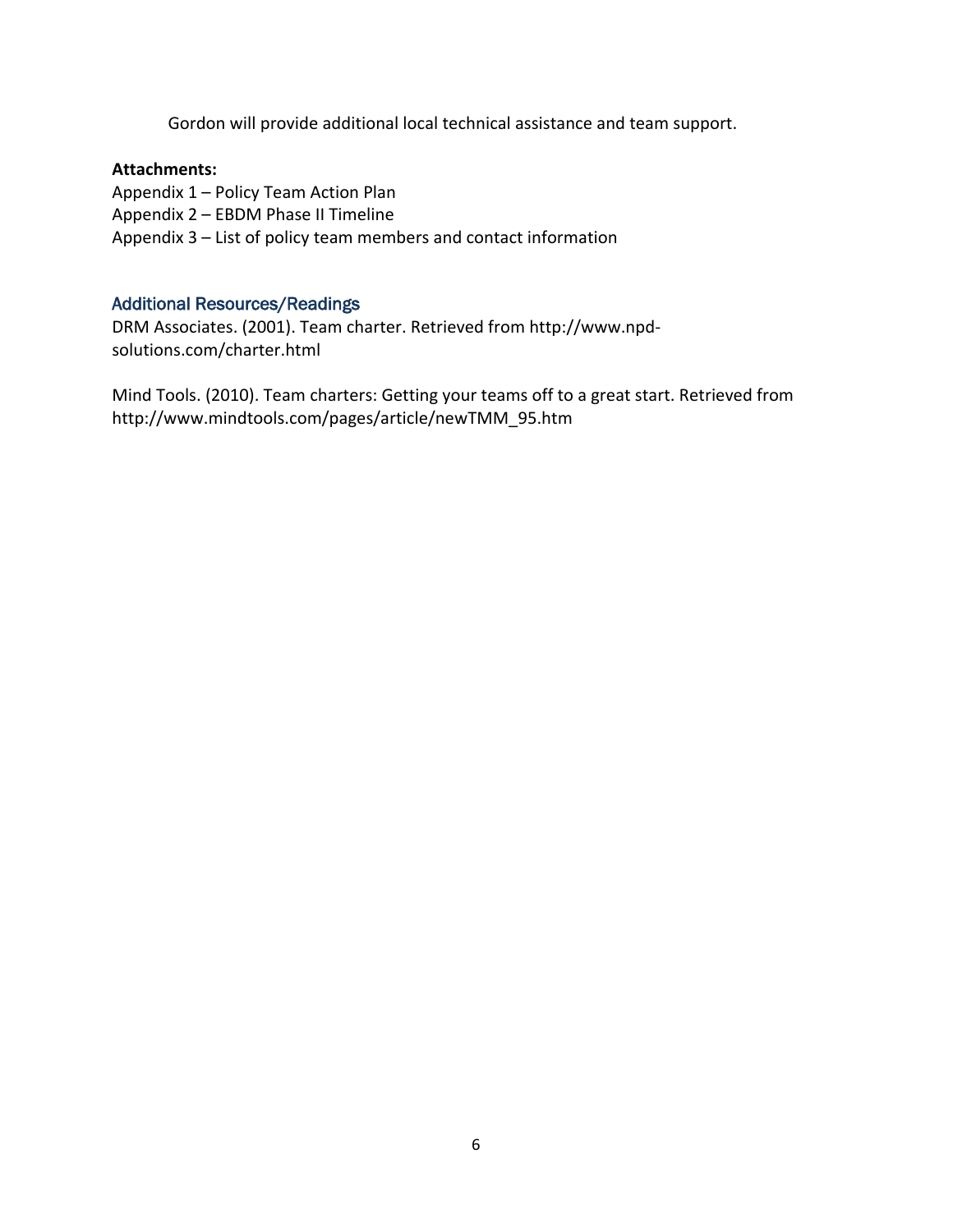Gordon will provide additional local technical assistance and team support.

**Attachments:**

Appendix 1 – Policy Team Action Plan
Appendix 2 – EBDM Phase II Timeline
Appendix 3 – List of policy team members and contact information

## Additional Resources/Readings

DRM Associates. (2001). Team charter. Retrieved from http://www.npd-solutions.com/charter.html

Mind Tools. (2010). Team charters: Getting your teams off to a great start. Retrieved from http://www.mindtools.com/pages/article/newTMM_95.htm